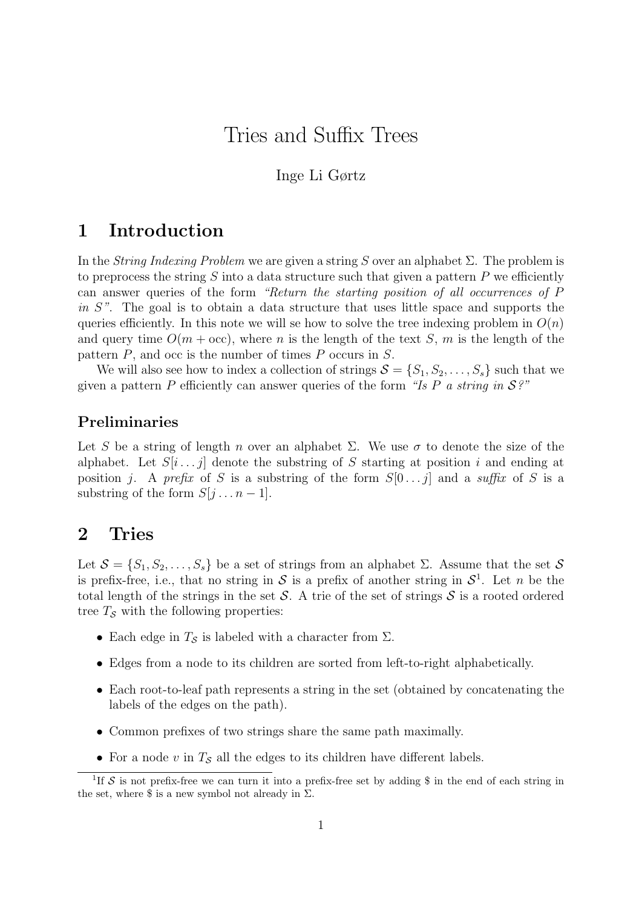# Tries and Suffix Trees

Inge Li Gørtz

## 1 Introduction

In the *String Indexing Problem* we are given a string $S$ over an alphabet $\Sigma$. The problem is to preprocess the string $S$ into a data structure such that given a pattern $P$ we efficiently can answer queries of the form *"Return the starting position of all occurrences of $P$ in $S$"*. The goal is to obtain a data structure that uses little space and supports the queries efficiently. In this note we will se how to solve the tree indexing problem in $O(n)$ and query time $O(m + \text{occ})$, where $n$ is the length of the text $S$, $m$ is the length of the pattern $P$, and occ is the number of times $P$ occurs in $S$.

We will also see how to index a collection of strings $\mathcal{S} = \{S_1, S_2, \ldots, S_s\}$ such that we given a pattern $P$ efficiently can answer queries of the form *"Is $P$ a string in $\mathcal{S}$?"*

### Preliminaries

Let $S$ be a string of length $n$ over an alphabet $\Sigma$. We use $\sigma$ to denote the size of the alphabet. Let $S[i \ldots j]$ denote the substring of $S$ starting at position $i$ and ending at position $j$. A *prefix* of $S$ is a substring of the form $S[0 \ldots j]$ and a *suffix* of $S$ is a substring of the form $S[j \ldots n-1]$.

## 2 Tries

Let $\mathcal{S} = \{S_1, S_2, \ldots, S_s\}$ be a set of strings from an alphabet $\Sigma$. Assume that the set $\mathcal{S}$ is prefix-free, i.e., that no string in $\mathcal{S}$ is a prefix of another string in $\mathcal{S}$[1]. Let $n$ be the total length of the strings in the set $\mathcal{S}$. A trie of the set of strings $\mathcal{S}$ is a rooted ordered tree $T_{\mathcal{S}}$ with the following properties:

- Each edge in $T_{\mathcal{S}}$ is labeled with a character from $\Sigma$.
- Edges from a node to its children are sorted from left-to-right alphabetically.
- Each root-to-leaf path represents a string in the set (obtained by concatenating the labels of the edges on the path).
- Common prefixes of two strings share the same path maximally.
- For a node $v$ in $T_{\mathcal{S}}$ all the edges to its children have different labels.

[1] If $\mathcal{S}$ is not prefix-free we can turn it into a prefix-free set by adding \$ in the end of each string in the set, where \$ is a new symbol not already in $\Sigma$.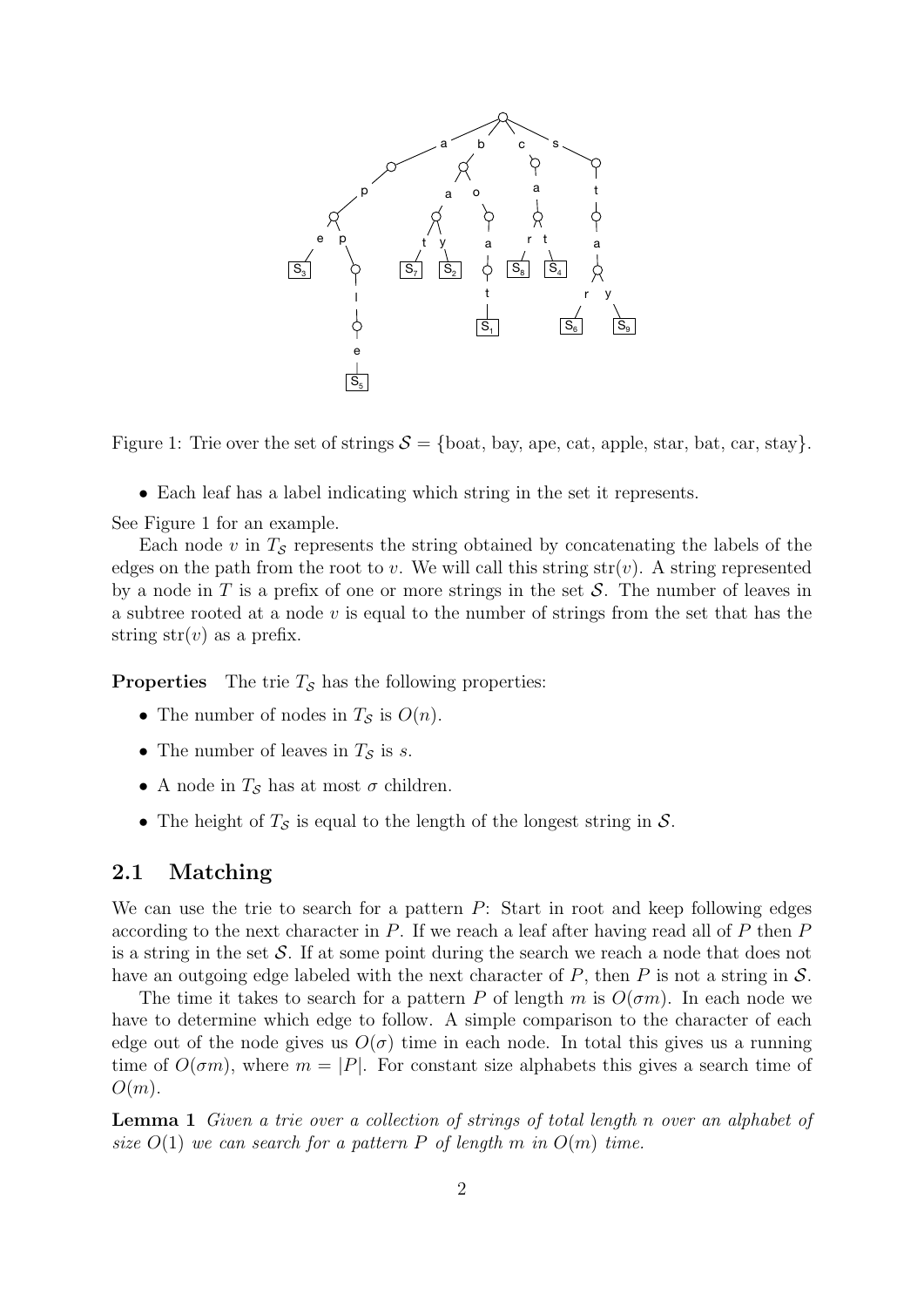Figure 1: Trie over the set of strings $\mathcal{S}$ = {boat, bay, ape, cat, apple, star, bat, car, stay}.

- Each leaf has a label indicating which string in the set it represents.

See Figure 1 for an example.

Each node $v$ in $T_{\mathcal{S}}$ represents the string obtained by concatenating the labels of the edges on the path from the root to $v$. We will call this string $\text{str}(v)$. A string represented by a node in $T$ is a prefix of one or more strings in the set $\mathcal{S}$. The number of leaves in a subtree rooted at a node $v$ is equal to the number of strings from the set that has the string $\text{str}(v)$ as a prefix.

**Properties** The trie $T_{\mathcal{S}}$ has the following properties:

- The number of nodes in $T_{\mathcal{S}}$ is $O(n)$.
- The number of leaves in $T_{\mathcal{S}}$ is $s$.
- A node in $T_{\mathcal{S}}$ has at most $\sigma$ children.
- The height of $T_{\mathcal{S}}$ is equal to the length of the longest string in $\mathcal{S}$.

## 2.1 Matching

We can use the trie to search for a pattern $P$: Start in root and keep following edges according to the next character in $P$. If we reach a leaf after having read all of $P$ then $P$ is a string in the set $\mathcal{S}$. If at some point during the search we reach a node that does not have an outgoing edge labeled with the next character of $P$, then $P$ is not a string in $\mathcal{S}$.

The time it takes to search for a pattern $P$ of length $m$ is $O(\sigma m)$. In each node we have to determine which edge to follow. A simple comparison to the character of each edge out of the node gives us $O(\sigma)$ time in each node. In total this gives us a running time of $O(\sigma m)$, where $m = |P|$. For constant size alphabets this gives a search time of $O(m)$.

**Lemma 1** *Given a trie over a collection of strings of total length $n$ over an alphabet of size $O(1)$ we can search for a pattern $P$ of length $m$ in $O(m)$ time.*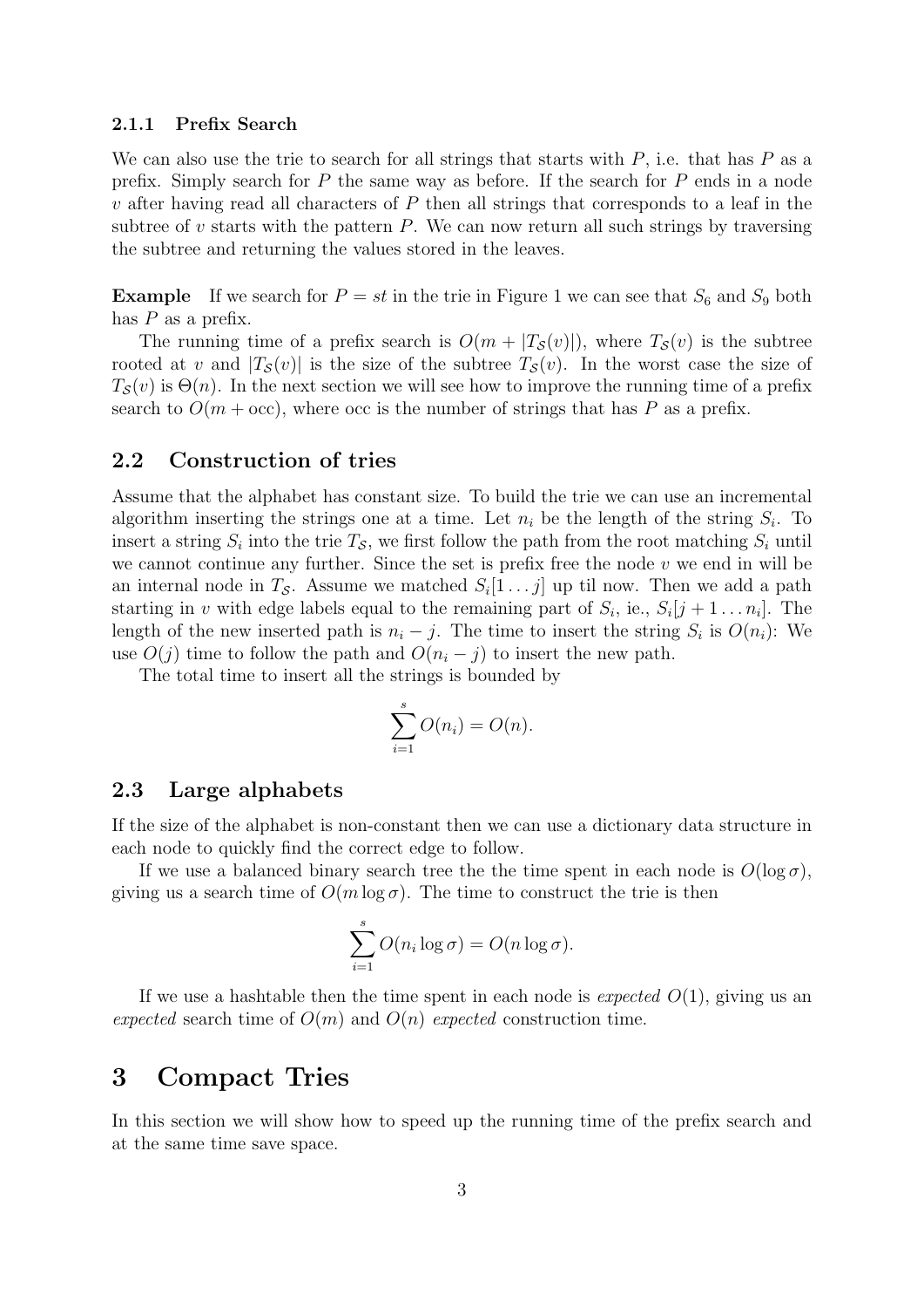### 2.1.1 Prefix Search

We can also use the trie to search for all strings that starts with $P$, i.e. that has $P$ as a prefix. Simply search for $P$ the same way as before. If the search for $P$ ends in a node $v$ after having read all characters of $P$ then all strings that corresponds to a leaf in the subtree of $v$ starts with the pattern $P$. We can now return all such strings by traversing the subtree and returning the values stored in the leaves.

**Example** If we search for $P = st$ in the trie in Figure 1 we can see that $S_6$ and $S_9$ both has $P$ as a prefix.

The running time of a prefix search is $O(m + |T_{\mathcal{S}}(v)|)$, where $T_{\mathcal{S}}(v)$ is the subtree rooted at $v$ and $|T_{\mathcal{S}}(v)|$ is the size of the subtree $T_{\mathcal{S}}(v)$. In the worst case the size of $T_{\mathcal{S}}(v)$ is $\Theta(n)$. In the next section we will see how to improve the running time of a prefix search to $O(m + \text{occ})$, where occ is the number of strings that has $P$ as a prefix.

## 2.2 Construction of tries

Assume that the alphabet has constant size. To build the trie we can use an incremental algorithm inserting the strings one at a time. Let $n_i$ be the length of the string $S_i$. To insert a string $S_i$ into the trie $T_{\mathcal{S}}$, we first follow the path from the root matching $S_i$ until we cannot continue any further. Since the set is prefix free the node $v$ we end in will be an internal node in $T_{\mathcal{S}}$. Assume we matched $S_i[1 \ldots j]$ up til now. Then we add a path starting in $v$ with edge labels equal to the remaining part of $S_i$, ie., $S_i[j+1 \ldots n_i]$. The length of the new inserted path is $n_i - j$. The time to insert the string $S_i$ is $O(n_i)$: We use $O(j)$ time to follow the path and $O(n_i - j)$ to insert the new path.

The total time to insert all the strings is bounded by

$$\sum_{i=1}^{s} O(n_i) = O(n).$$

## 2.3 Large alphabets

If the size of the alphabet is non-constant then we can use a dictionary data structure in each node to quickly find the correct edge to follow.

If we use a balanced binary search tree the the time spent in each node is $O(\log \sigma)$, giving us a search time of $O(m \log \sigma)$. The time to construct the trie is then

$$\sum_{i=1}^{s} O(n_i \log \sigma) = O(n \log \sigma).$$

If we use a hashtable then the time spent in each node is *expected* $O(1)$, giving us an *expected* search time of $O(m)$ and $O(n)$ *expected* construction time.

# 3 Compact Tries

In this section we will show how to speed up the running time of the prefix search and at the same time save space.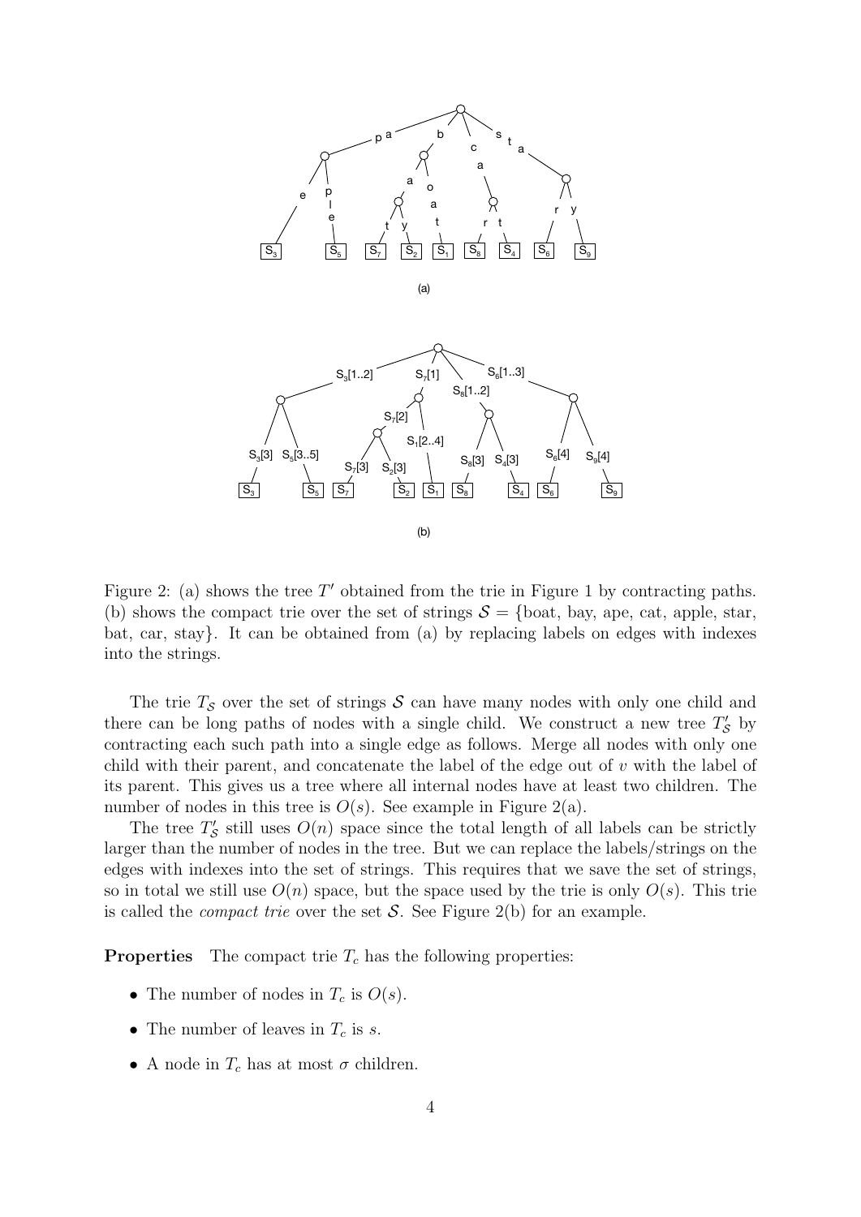Figure 2: (a) shows the tree $T'$ obtained from the trie in Figure 1 by contracting paths. (b) shows the compact trie over the set of strings $\mathcal{S}$ = {boat, bay, ape, cat, apple, star, bat, car, stay}. It can be obtained from (a) by replacing labels on edges with indexes into the strings.

The trie $T_{\mathcal{S}}$ over the set of strings $\mathcal{S}$ can have many nodes with only one child and there can be long paths of nodes with a single child. We construct a new tree $T'_{\mathcal{S}}$ by contracting each such path into a single edge as follows. Merge all nodes with only one child with their parent, and concatenate the label of the edge out of $v$ with the label of its parent. This gives us a tree where all internal nodes have at least two children. The number of nodes in this tree is $O(s)$. See example in Figure 2(a).

The tree $T'_{\mathcal{S}}$ still uses $O(n)$ space since the total length of all labels can be strictly larger than the number of nodes in the tree. But we can replace the labels/strings on the edges with indexes into the set of strings. This requires that we save the set of strings, so in total we still use $O(n)$ space, but the space used by the trie is only $O(s)$. This trie is called the *compact trie* over the set $\mathcal{S}$. See Figure 2(b) for an example.

**Properties** The compact trie $T_c$ has the following properties:

- The number of nodes in $T_c$ is $O(s)$.
- The number of leaves in $T_c$ is $s$.
- A node in $T_c$ has at most $\sigma$ children.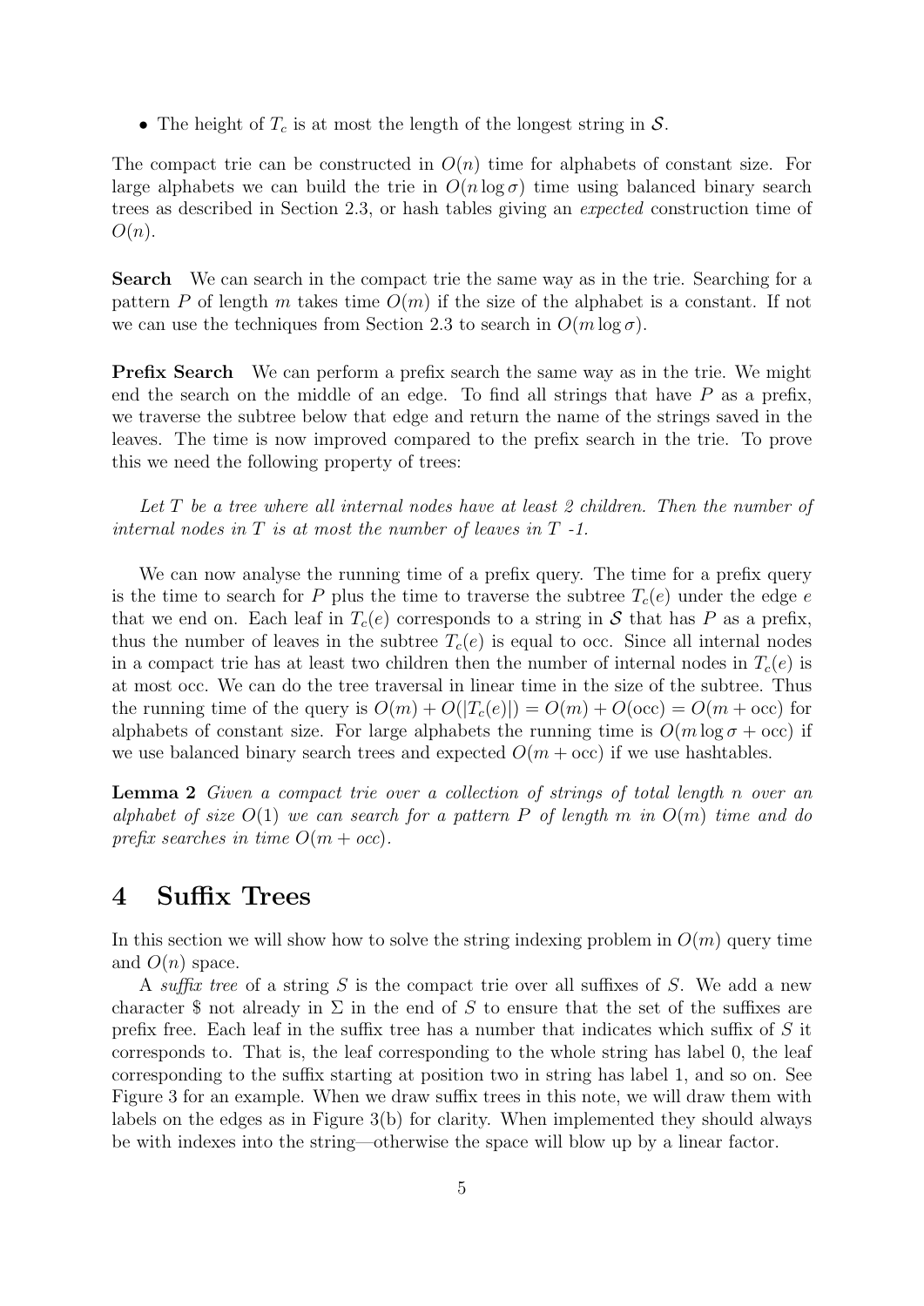- The height of $T_c$ is at most the length of the longest string in $\mathcal{S}$.

The compact trie can be constructed in $O(n)$ time for alphabets of constant size. For large alphabets we can build the trie in $O(n \log \sigma)$ time using balanced binary search trees as described in Section 2.3, or hash tables giving an *expected* construction time of $O(n)$.

**Search** We can search in the compact trie the same way as in the trie. Searching for a pattern $P$ of length $m$ takes time $O(m)$ if the size of the alphabet is a constant. If not we can use the techniques from Section 2.3 to search in $O(m \log \sigma)$.

**Prefix Search** We can perform a prefix search the same way as in the trie. We might end the search on the middle of an edge. To find all strings that have $P$ as a prefix, we traverse the subtree below that edge and return the name of the strings saved in the leaves. The time is now improved compared to the prefix search in the trie. To prove this we need the following property of trees:

*Let $T$ be a tree where all internal nodes have at least 2 children. Then the number of internal nodes in $T$ is at most the number of leaves in $T$ -1.*

We can now analyse the running time of a prefix query. The time for a prefix query is the time to search for $P$ plus the time to traverse the subtree $T_c(e)$ under the edge $e$ that we end on. Each leaf in $T_c(e)$ corresponds to a string in $\mathcal{S}$ that has $P$ as a prefix, thus the number of leaves in the subtree $T_c(e)$ is equal to occ. Since all internal nodes in a compact trie has at least two children then the number of internal nodes in $T_c(e)$ is at most occ. We can do the tree traversal in linear time in the size of the subtree. Thus the running time of the query is $O(m) + O(|T_c(e)|) = O(m) + O(\text{occ}) = O(m + \text{occ})$ for alphabets of constant size. For large alphabets the running time is $O(m \log \sigma + \text{occ})$ if we use balanced binary search trees and expected $O(m + \text{occ})$ if we use hashtables.

**Lemma 2** *Given a compact trie over a collection of strings of total length $n$ over an alphabet of size $O(1)$ we can search for a pattern $P$ of length $m$ in $O(m)$ time and do prefix searches in time $O(m + occ)$.*

# 4 Suffix Trees

In this section we will show how to solve the string indexing problem in $O(m)$ query time and $O(n)$ space.

A *suffix tree* of a string $S$ is the compact trie over all suffixes of $S$. We add a new character \$ not already in $\Sigma$ in the end of $S$ to ensure that the set of the suffixes are prefix free. Each leaf in the suffix tree has a number that indicates which suffix of $S$ it corresponds to. That is, the leaf corresponding to the whole string has label 0, the leaf corresponding to the suffix starting at position two in string has label 1, and so on. See Figure 3 for an example. When we draw suffix trees in this note, we will draw them with labels on the edges as in Figure 3(b) for clarity. When implemented they should always be with indexes into the string—otherwise the space will blow up by a linear factor.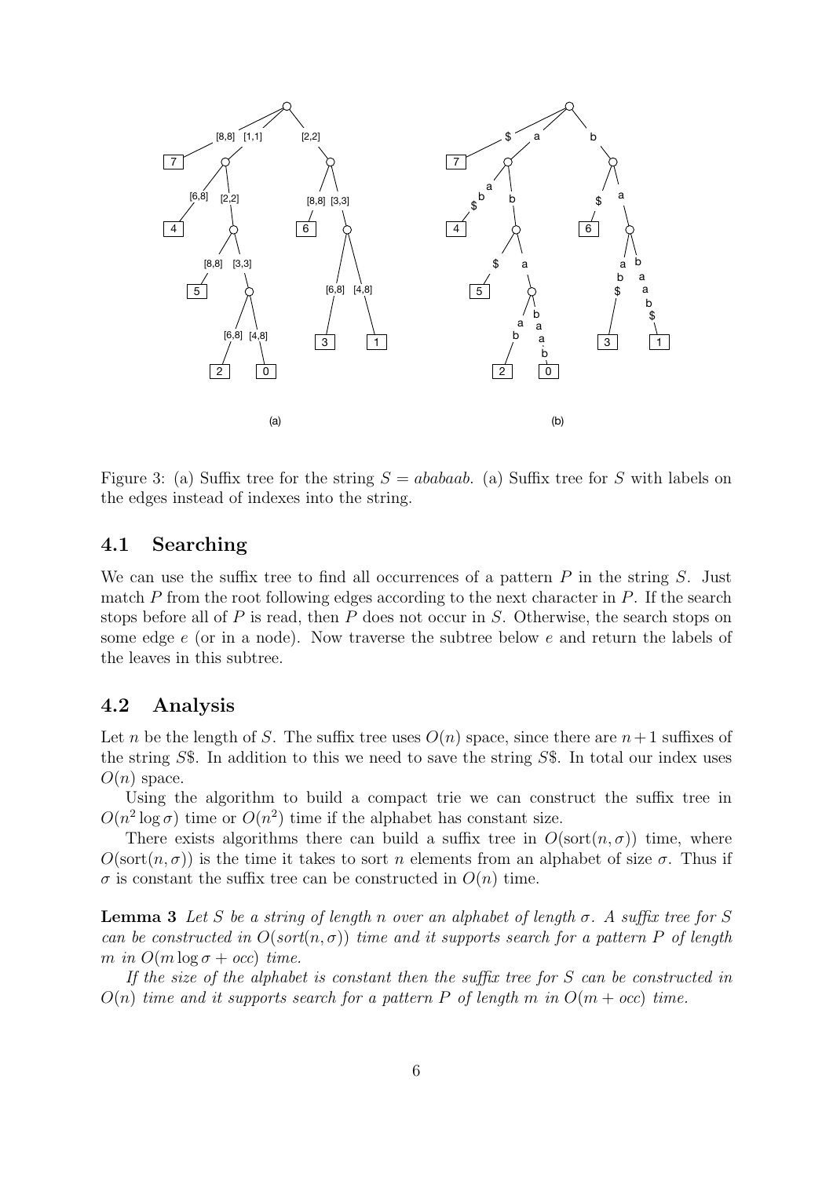Figure 3: (a) Suffix tree for the string $S = ababaab$. (a) Suffix tree for $S$ with labels on the edges instead of indexes into the string.

### 4.1 Searching

We can use the suffix tree to find all occurrences of a pattern $P$ in the string $S$. Just match $P$ from the root following edges according to the next character in $P$. If the search stops before all of $P$ is read, then $P$ does not occur in $S$. Otherwise, the search stops on some edge $e$ (or in a node). Now traverse the subtree below $e$ and return the labels of the leaves in this subtree.

### 4.2 Analysis

Let $n$ be the length of $S$. The suffix tree uses $O(n)$ space, since there are $n+1$ suffixes of the string $S\$$. In addition to this we need to save the string $S\$$. In total our index uses $O(n)$ space.

Using the algorithm to build a compact trie we can construct the suffix tree in $O(n^2 \log \sigma)$ time or $O(n^2)$ time if the alphabet has constant size.

There exists algorithms there can build a suffix tree in $O(\text{sort}(n, \sigma))$ time, where $O(\text{sort}(n, \sigma))$ is the time it takes to sort $n$ elements from an alphabet of size $\sigma$. Thus if $\sigma$ is constant the suffix tree can be constructed in $O(n)$ time.

**Lemma 3** *Let $S$ be a string of length $n$ over an alphabet of length $\sigma$. A suffix tree for $S$ can be constructed in $O(sort(n, \sigma))$ time and it supports search for a pattern $P$ of length $m$ in $O(m \log \sigma + occ)$ time.*

*If the size of the alphabet is constant then the suffix tree for $S$ can be constructed in $O(n)$ time and it supports search for a pattern $P$ of length $m$ in $O(m + occ)$ time.*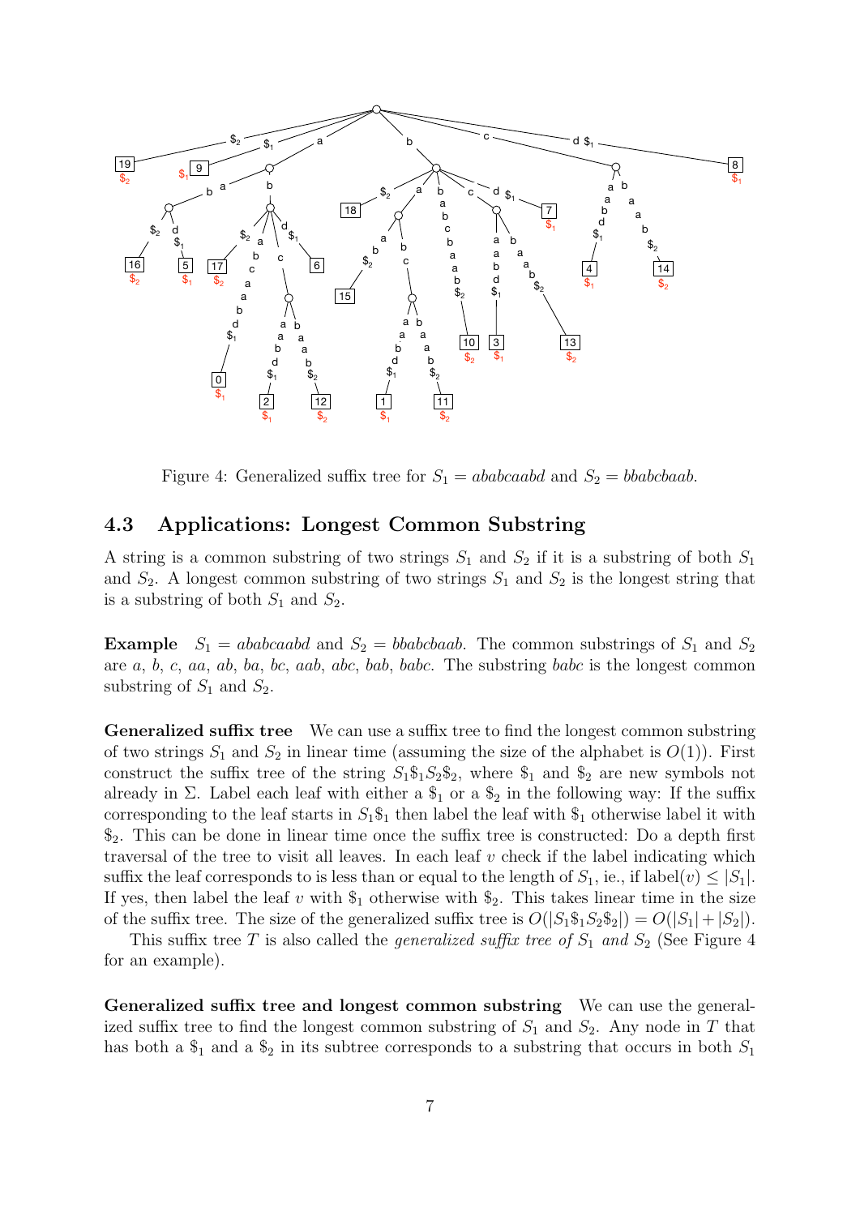Figure 4: Generalized suffix tree for $S_1 = ababcaabd$ and $S_2 = bbabcbaab$.

### 4.3 Applications: Longest Common Substring

A string is a common substring of two strings $S_1$ and $S_2$ if it is a substring of both $S_1$ and $S_2$. A longest common substring of two strings $S_1$ and $S_2$ is the longest string that is a substring of both $S_1$ and $S_2$.

**Example** $S_1 = ababcaabd$ and $S_2 = bbabcbaab$. The common substrings of $S_1$ and $S_2$ are $a$, $b$, $c$, $aa$, $ab$, $ba$, $bc$, $aab$, $abc$, $bab$, $babc$. The substring $babc$ is the longest common substring of $S_1$ and $S_2$.

**Generalized suffix tree** We can use a suffix tree to find the longest common substring of two strings $S_1$ and $S_2$ in linear time (assuming the size of the alphabet is $O(1)$). First construct the suffix tree of the string $S_1\$_1S_2\$_2$, where $\$_1$ and $\$_2$ are new symbols not already in $\Sigma$. Label each leaf with either a $\$_1$ or a $\$_2$ in the following way: If the suffix corresponding to the leaf starts in $S_1\$_1$ then label the leaf with $\$_1$ otherwise label it with $\$_2$. This can be done in linear time once the suffix tree is constructed: Do a depth first traversal of the tree to visit all leaves. In each leaf $v$ check if the label indicating which suffix the leaf corresponds to is less than or equal to the length of $S_1$, ie., if $\text{label}(v) \leq |S_1|$. If yes, then label the leaf $v$ with $\$_1$ otherwise with $\$_2$. This takes linear time in the size of the suffix tree. The size of the generalized suffix tree is $O(|S_1\$_1S_2\$_2|) = O(|S_1| + |S_2|)$.

This suffix tree $T$ is also called the *generalized suffix tree of $S_1$ and $S_2$* (See Figure 4 for an example).

**Generalized suffix tree and longest common substring** We can use the generalized suffix tree to find the longest common substring of $S_1$ and $S_2$. Any node in $T$ that has both a $\$_1$ and a $\$_2$ in its subtree corresponds to a substring that occurs in both $S_1$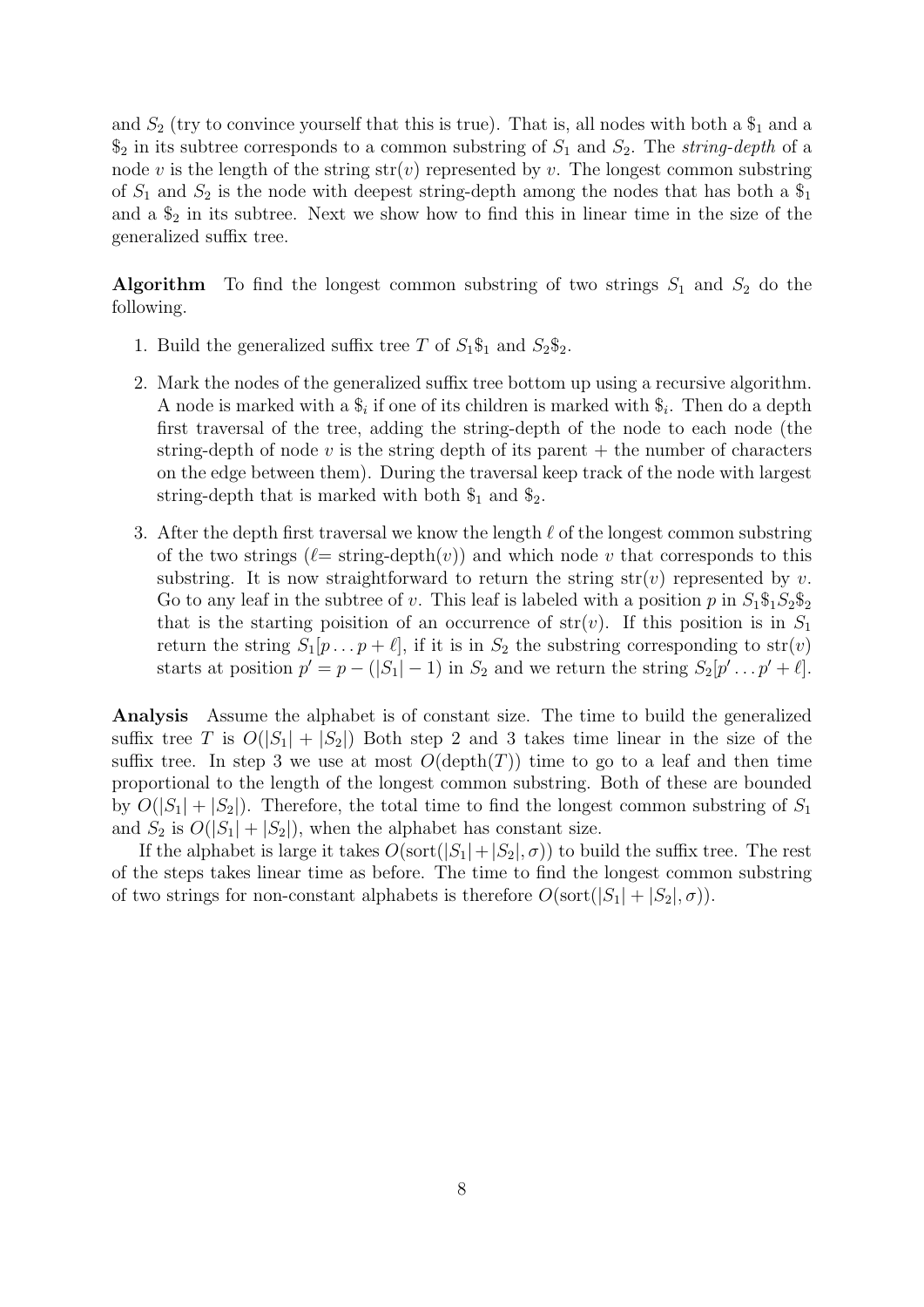and $S_2$ (try to convince yourself that this is true). That is, all nodes with both a $\$_1$ and a $\$_2$ in its subtree corresponds to a common substring of $S_1$ and $S_2$. The *string-depth* of a node $v$ is the length of the string $\mathrm{str}(v)$ represented by $v$. The longest common substring of $S_1$ and $S_2$ is the node with deepest string-depth among the nodes that has both a $\$_1$ and a $\$_2$ in its subtree. Next we show how to find this in linear time in the size of the generalized suffix tree.

**Algorithm** To find the longest common substring of two strings $S_1$ and $S_2$ do the following.

1. Build the generalized suffix tree $T$ of $S_1\$_1$ and $S_2\$_2$.
2. Mark the nodes of the generalized suffix tree bottom up using a recursive algorithm. A node is marked with a $\$_i$ if one of its children is marked with $\$_i$. Then do a depth first traversal of the tree, adding the string-depth of the node to each node (the string-depth of node $v$ is the string depth of its parent + the number of characters on the edge between them). During the traversal keep track of the node with largest string-depth that is marked with both $\$_1$ and $\$_2$.
3. After the depth first traversal we know the length $\ell$ of the longest common substring of the two strings ($\ell$= string-depth($v$)) and which node $v$ that corresponds to this substring. It is now straightforward to return the string $\mathrm{str}(v)$ represented by $v$. Go to any leaf in the subtree of $v$. This leaf is labeled with a position $p$ in $S_1\$_1S_2\$_2$ that is the starting poisition of an occurrence of $\mathrm{str}(v)$. If this position is in $S_1$ return the string $S_1[p \dots p+\ell]$, if it is in $S_2$ the substring corresponding to $\mathrm{str}(v)$ starts at position $p' = p - (|S_1| - 1)$ in $S_2$ and we return the string $S_2[p' \dots p'+\ell]$.

**Analysis** Assume the alphabet is of constant size. The time to build the generalized suffix tree $T$ is $O(|S_1| + |S_2|)$ Both step 2 and 3 takes time linear in the size of the suffix tree. In step 3 we use at most $O(\mathrm{depth}(T))$ time to go to a leaf and then time proportional to the length of the longest common substring. Both of these are bounded by $O(|S_1| + |S_2|)$. Therefore, the total time to find the longest common substring of $S_1$ and $S_2$ is $O(|S_1| + |S_2|)$, when the alphabet has constant size.

If the alphabet is large it takes $O(\mathrm{sort}(|S_1| + |S_2|, \sigma))$ to build the suffix tree. The rest of the steps takes linear time as before. The time to find the longest common substring of two strings for non-constant alphabets is therefore $O(\mathrm{sort}(|S_1| + |S_2|, \sigma))$.